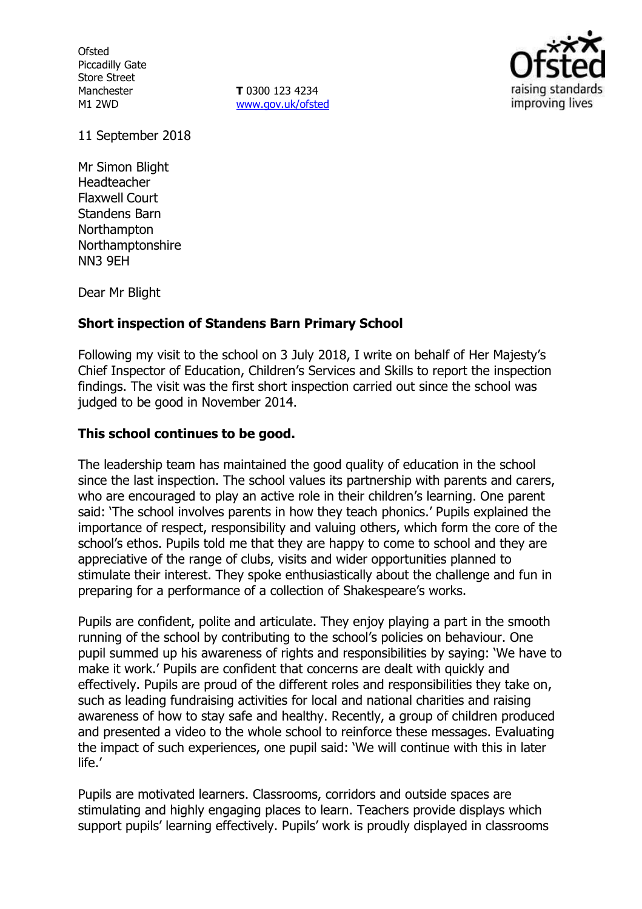Ofsted
Piccadilly Gate
Store Street
Manchester
M1 2WD

**T** 0300 123 4234
www.gov.uk/ofsted

11 September 2018

Mr Simon Blight
Headteacher
Flaxwell Court
Standens Barn
Northampton
Northamptonshire
NN3 9EH

Dear Mr Blight

**Short inspection of Standens Barn Primary School**

Following my visit to the school on 3 July 2018, I write on behalf of Her Majesty's Chief Inspector of Education, Children's Services and Skills to report the inspection findings. The visit was the first short inspection carried out since the school was judged to be good in November 2014.

**This school continues to be good.**

The leadership team has maintained the good quality of education in the school since the last inspection. The school values its partnership with parents and carers, who are encouraged to play an active role in their children's learning. One parent said: 'The school involves parents in how they teach phonics.' Pupils explained the importance of respect, responsibility and valuing others, which form the core of the school's ethos. Pupils told me that they are happy to come to school and they are appreciative of the range of clubs, visits and wider opportunities planned to stimulate their interest. They spoke enthusiastically about the challenge and fun in preparing for a performance of a collection of Shakespeare's works.

Pupils are confident, polite and articulate. They enjoy playing a part in the smooth running of the school by contributing to the school's policies on behaviour. One pupil summed up his awareness of rights and responsibilities by saying: 'We have to make it work.' Pupils are confident that concerns are dealt with quickly and effectively. Pupils are proud of the different roles and responsibilities they take on, such as leading fundraising activities for local and national charities and raising awareness of how to stay safe and healthy. Recently, a group of children produced and presented a video to the whole school to reinforce these messages. Evaluating the impact of such experiences, one pupil said: 'We will continue with this in later life.'

Pupils are motivated learners. Classrooms, corridors and outside spaces are stimulating and highly engaging places to learn. Teachers provide displays which support pupils' learning effectively. Pupils' work is proudly displayed in classrooms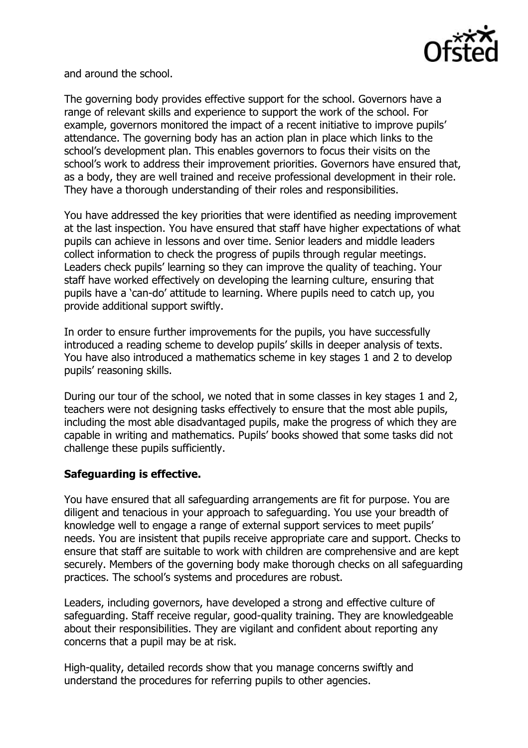and around the school.

The governing body provides effective support for the school. Governors have a range of relevant skills and experience to support the work of the school. For example, governors monitored the impact of a recent initiative to improve pupils' attendance. The governing body has an action plan in place which links to the school's development plan. This enables governors to focus their visits on the school's work to address their improvement priorities. Governors have ensured that, as a body, they are well trained and receive professional development in their role. They have a thorough understanding of their roles and responsibilities.

You have addressed the key priorities that were identified as needing improvement at the last inspection. You have ensured that staff have higher expectations of what pupils can achieve in lessons and over time. Senior leaders and middle leaders collect information to check the progress of pupils through regular meetings. Leaders check pupils' learning so they can improve the quality of teaching. Your staff have worked effectively on developing the learning culture, ensuring that pupils have a 'can-do' attitude to learning. Where pupils need to catch up, you provide additional support swiftly.

In order to ensure further improvements for the pupils, you have successfully introduced a reading scheme to develop pupils' skills in deeper analysis of texts. You have also introduced a mathematics scheme in key stages 1 and 2 to develop pupils' reasoning skills.

During our tour of the school, we noted that in some classes in key stages 1 and 2, teachers were not designing tasks effectively to ensure that the most able pupils, including the most able disadvantaged pupils, make the progress of which they are capable in writing and mathematics. Pupils' books showed that some tasks did not challenge these pupils sufficiently.

**Safeguarding is effective.**

You have ensured that all safeguarding arrangements are fit for purpose. You are diligent and tenacious in your approach to safeguarding. You use your breadth of knowledge well to engage a range of external support services to meet pupils' needs. You are insistent that pupils receive appropriate care and support. Checks to ensure that staff are suitable to work with children are comprehensive and are kept securely. Members of the governing body make thorough checks on all safeguarding practices. The school's systems and procedures are robust.

Leaders, including governors, have developed a strong and effective culture of safeguarding. Staff receive regular, good-quality training. They are knowledgeable about their responsibilities. They are vigilant and confident about reporting any concerns that a pupil may be at risk.

High-quality, detailed records show that you manage concerns swiftly and understand the procedures for referring pupils to other agencies.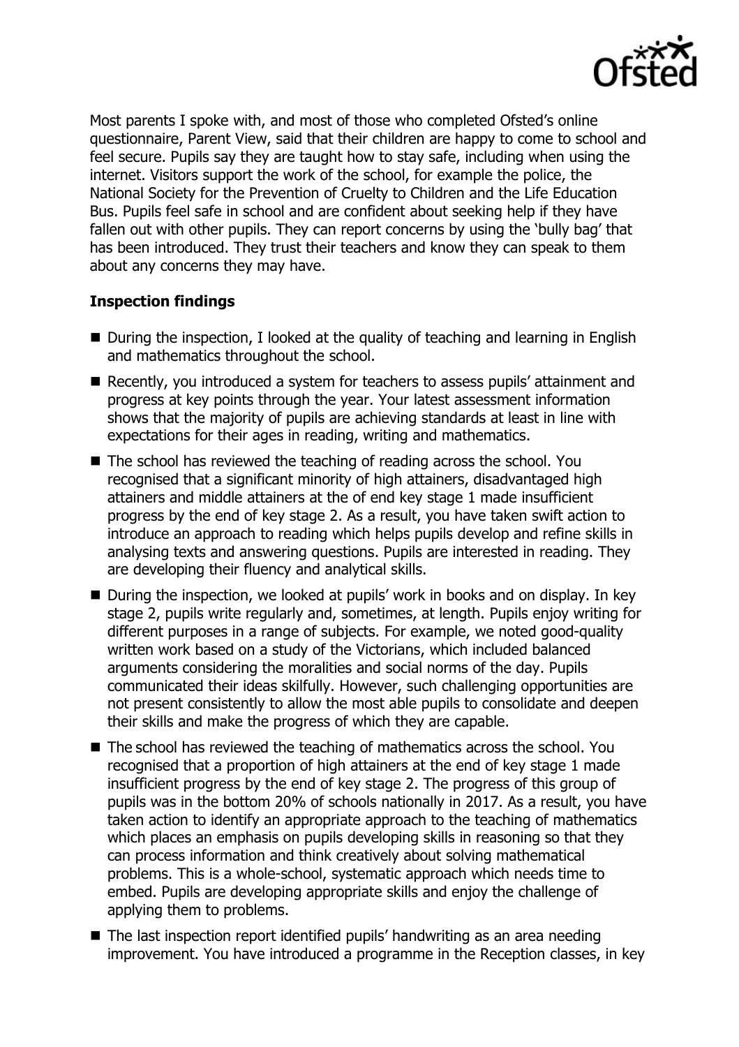Most parents I spoke with, and most of those who completed Ofsted's online questionnaire, Parent View, said that their children are happy to come to school and feel secure. Pupils say they are taught how to stay safe, including when using the internet. Visitors support the work of the school, for example the police, the National Society for the Prevention of Cruelty to Children and the Life Education Bus. Pupils feel safe in school and are confident about seeking help if they have fallen out with other pupils. They can report concerns by using the 'bully bag' that has been introduced. They trust their teachers and know they can speak to them about any concerns they may have.

## Inspection findings

- During the inspection, I looked at the quality of teaching and learning in English and mathematics throughout the school.
- Recently, you introduced a system for teachers to assess pupils' attainment and progress at key points through the year. Your latest assessment information shows that the majority of pupils are achieving standards at least in line with expectations for their ages in reading, writing and mathematics.
- The school has reviewed the teaching of reading across the school. You recognised that a significant minority of high attainers, disadvantaged high attainers and middle attainers at the of end key stage 1 made insufficient progress by the end of key stage 2. As a result, you have taken swift action to introduce an approach to reading which helps pupils develop and refine skills in analysing texts and answering questions. Pupils are interested in reading. They are developing their fluency and analytical skills.
- During the inspection, we looked at pupils' work in books and on display. In key stage 2, pupils write regularly and, sometimes, at length. Pupils enjoy writing for different purposes in a range of subjects. For example, we noted good-quality written work based on a study of the Victorians, which included balanced arguments considering the moralities and social norms of the day. Pupils communicated their ideas skilfully. However, such challenging opportunities are not present consistently to allow the most able pupils to consolidate and deepen their skills and make the progress of which they are capable.
- The school has reviewed the teaching of mathematics across the school. You recognised that a proportion of high attainers at the end of key stage 1 made insufficient progress by the end of key stage 2. The progress of this group of pupils was in the bottom 20% of schools nationally in 2017. As a result, you have taken action to identify an appropriate approach to the teaching of mathematics which places an emphasis on pupils developing skills in reasoning so that they can process information and think creatively about solving mathematical problems. This is a whole-school, systematic approach which needs time to embed. Pupils are developing appropriate skills and enjoy the challenge of applying them to problems.
- The last inspection report identified pupils' handwriting as an area needing improvement. You have introduced a programme in the Reception classes, in key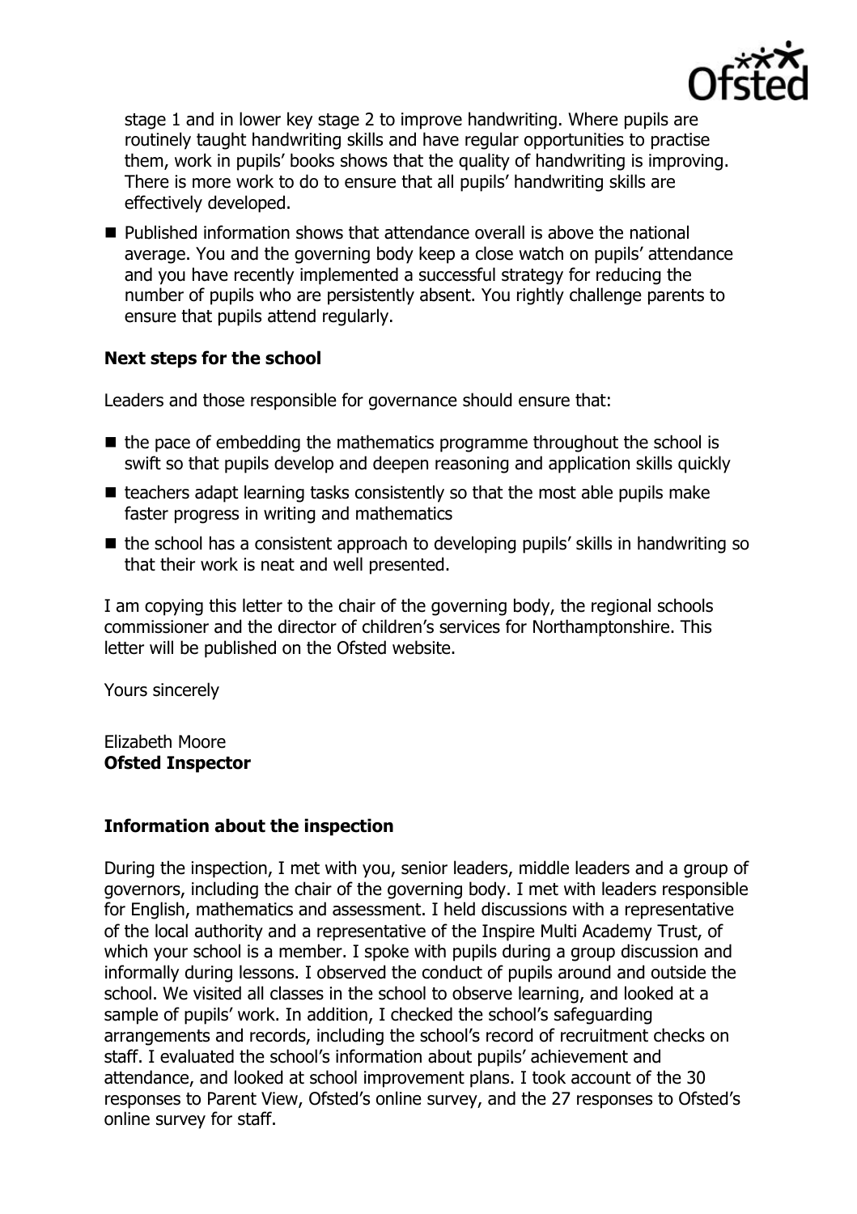stage 1 and in lower key stage 2 to improve handwriting. Where pupils are routinely taught handwriting skills and have regular opportunities to practise them, work in pupils' books shows that the quality of handwriting is improving. There is more work to do to ensure that all pupils' handwriting skills are effectively developed.

- Published information shows that attendance overall is above the national average. You and the governing body keep a close watch on pupils' attendance and you have recently implemented a successful strategy for reducing the number of pupils who are persistently absent. You rightly challenge parents to ensure that pupils attend regularly.

## Next steps for the school

Leaders and those responsible for governance should ensure that:

- the pace of embedding the mathematics programme throughout the school is swift so that pupils develop and deepen reasoning and application skills quickly
- teachers adapt learning tasks consistently so that the most able pupils make faster progress in writing and mathematics
- the school has a consistent approach to developing pupils' skills in handwriting so that their work is neat and well presented.

I am copying this letter to the chair of the governing body, the regional schools commissioner and the director of children's services for Northamptonshire. This letter will be published on the Ofsted website.

Yours sincerely

Elizabeth Moore
**Ofsted Inspector**

## Information about the inspection

During the inspection, I met with you, senior leaders, middle leaders and a group of governors, including the chair of the governing body. I met with leaders responsible for English, mathematics and assessment. I held discussions with a representative of the local authority and a representative of the Inspire Multi Academy Trust, of which your school is a member. I spoke with pupils during a group discussion and informally during lessons. I observed the conduct of pupils around and outside the school. We visited all classes in the school to observe learning, and looked at a sample of pupils' work. In addition, I checked the school's safeguarding arrangements and records, including the school's record of recruitment checks on staff. I evaluated the school's information about pupils' achievement and attendance, and looked at school improvement plans. I took account of the 30 responses to Parent View, Ofsted's online survey, and the 27 responses to Ofsted's online survey for staff.